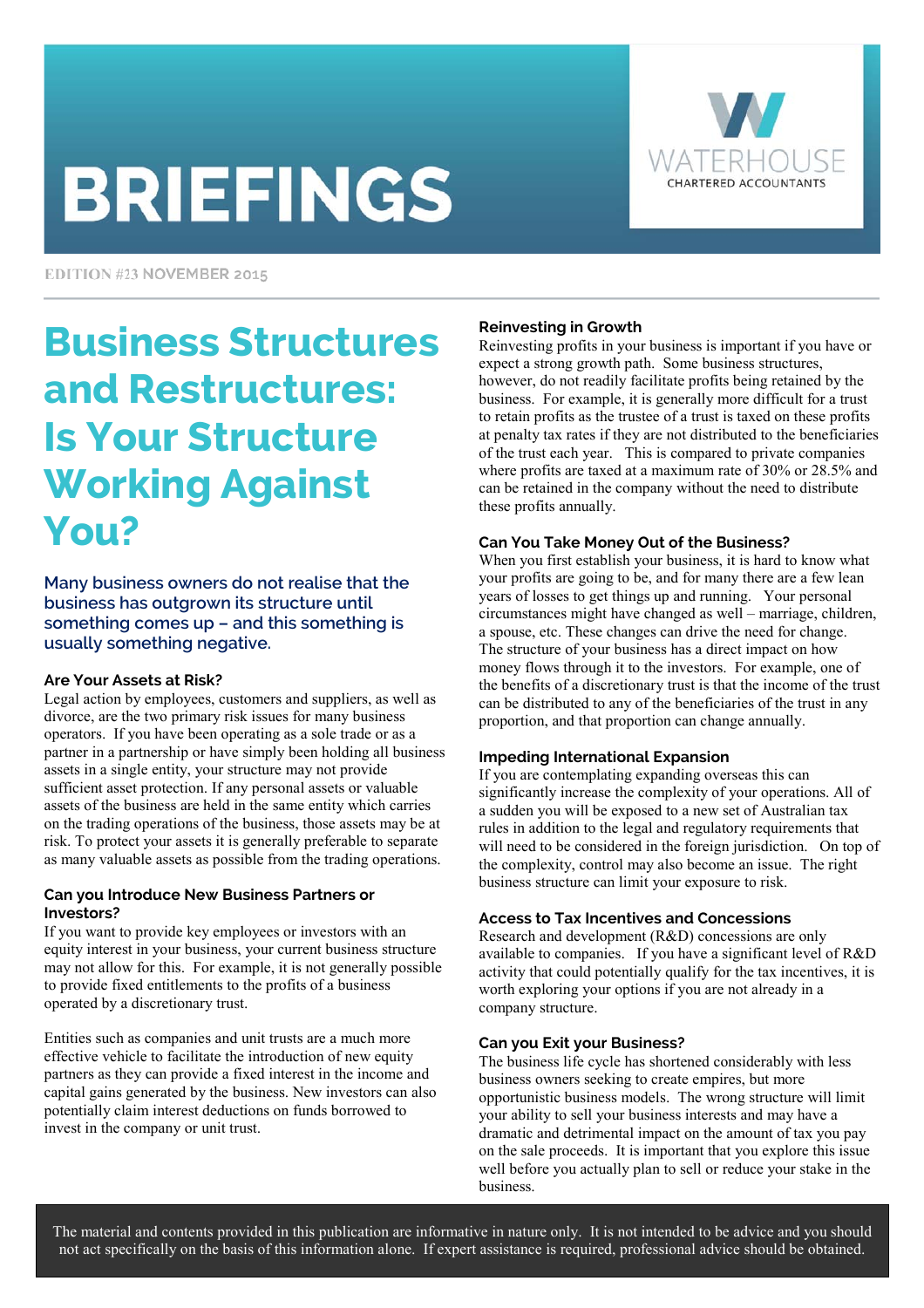# BRIEFINGS

WATERHOUSE
CHARTERED ACCOUNTANTS

EDITION #23 NOVEMBER 2015

# Business Structures and Restructures: Is Your Structure Working Against You?

## Many business owners do not realise that the business has outgrown its structure until something comes up – and this something is usually something negative.

### Are Your Assets at Risk?

Legal action by employees, customers and suppliers, as well as divorce, are the two primary risk issues for many business operators. If you have been operating as a sole trade or as a partner in a partnership or have simply been holding all business assets in a single entity, your structure may not provide sufficient asset protection. If any personal assets or valuable assets of the business are held in the same entity which carries on the trading operations of the business, those assets may be at risk. To protect your assets it is generally preferable to separate as many valuable assets as possible from the trading operations.

### Can you Introduce New Business Partners or Investors?

If you want to provide key employees or investors with an equity interest in your business, your current business structure may not allow for this. For example, it is not generally possible to provide fixed entitlements to the profits of a business operated by a discretionary trust.

Entities such as companies and unit trusts are a much more effective vehicle to facilitate the introduction of new equity partners as they can provide a fixed interest in the income and capital gains generated by the business. New investors can also potentially claim interest deductions on funds borrowed to invest in the company or unit trust.

### Reinvesting in Growth

Reinvesting profits in your business is important if you have or expect a strong growth path. Some business structures, however, do not readily facilitate profits being retained by the business. For example, it is generally more difficult for a trust to retain profits as the trustee of a trust is taxed on these profits at penalty tax rates if they are not distributed to the beneficiaries of the trust each year. This is compared to private companies where profits are taxed at a maximum rate of 30% or 28.5% and can be retained in the company without the need to distribute these profits annually.

### Can You Take Money Out of the Business?

When you first establish your business, it is hard to know what your profits are going to be, and for many there are a few lean years of losses to get things up and running. Your personal circumstances might have changed as well – marriage, children, a spouse, etc. These changes can drive the need for change. The structure of your business has a direct impact on how money flows through it to the investors. For example, one of the benefits of a discretionary trust is that the income of the trust can be distributed to any of the beneficiaries of the trust in any proportion, and that proportion can change annually.

### Impeding International Expansion

If you are contemplating expanding overseas this can significantly increase the complexity of your operations. All of a sudden you will be exposed to a new set of Australian tax rules in addition to the legal and regulatory requirements that will need to be considered in the foreign jurisdiction. On top of the complexity, control may also become an issue. The right business structure can limit your exposure to risk.

### Access to Tax Incentives and Concessions

Research and development (R&D) concessions are only available to companies. If you have a significant level of R&D activity that could potentially qualify for the tax incentives, it is worth exploring your options if you are not already in a company structure.

### Can you Exit your Business?

The business life cycle has shortened considerably with less business owners seeking to create empires, but more opportunistic business models. The wrong structure will limit your ability to sell your business interests and may have a dramatic and detrimental impact on the amount of tax you pay on the sale proceeds. It is important that you explore this issue well before you actually plan to sell or reduce your stake in the business.

The material and contents provided in this publication are informative in nature only. It is not intended to be advice and you should not act specifically on the basis of this information alone. If expert assistance is required, professional advice should be obtained.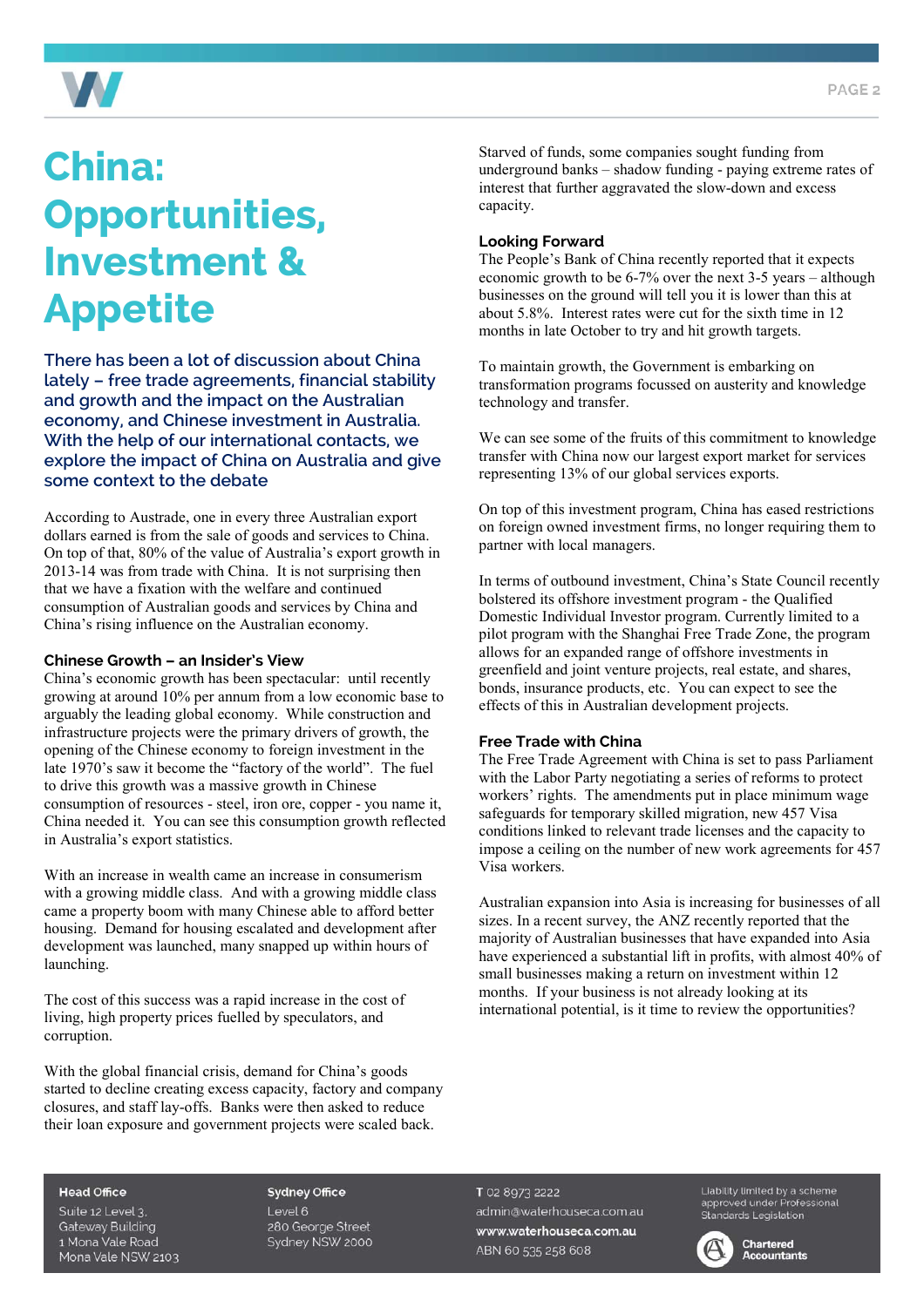# China: Opportunities, Investment & Appetite

**There has been a lot of discussion about China lately – free trade agreements, financial stability and growth and the impact on the Australian economy, and Chinese investment in Australia. With the help of our international contacts, we explore the impact of China on Australia and give some context to the debate**

According to Austrade, one in every three Australian export dollars earned is from the sale of goods and services to China. On top of that, 80% of the value of Australia's export growth in 2013-14 was from trade with China. It is not surprising then that we have a fixation with the welfare and continued consumption of Australian goods and services by China and China's rising influence on the Australian economy.

### Chinese Growth – an Insider's View

China's economic growth has been spectacular: until recently growing at around 10% per annum from a low economic base to arguably the leading global economy. While construction and infrastructure projects were the primary drivers of growth, the opening of the Chinese economy to foreign investment in the late 1970's saw it become the "factory of the world". The fuel to drive this growth was a massive growth in Chinese consumption of resources - steel, iron ore, copper - you name it, China needed it. You can see this consumption growth reflected in Australia's export statistics.

With an increase in wealth came an increase in consumerism with a growing middle class. And with a growing middle class came a property boom with many Chinese able to afford better housing. Demand for housing escalated and development after development was launched, many snapped up within hours of launching.

The cost of this success was a rapid increase in the cost of living, high property prices fuelled by speculators, and corruption.

With the global financial crisis, demand for China's goods started to decline creating excess capacity, factory and company closures, and staff lay-offs. Banks were then asked to reduce their loan exposure and government projects were scaled back. Starved of funds, some companies sought funding from underground banks – shadow funding - paying extreme rates of interest that further aggravated the slow-down and excess capacity.

### Looking Forward

The People's Bank of China recently reported that it expects economic growth to be 6-7% over the next 3-5 years – although businesses on the ground will tell you it is lower than this at about 5.8%. Interest rates were cut for the sixth time in 12 months in late October to try and hit growth targets.

To maintain growth, the Government is embarking on transformation programs focussed on austerity and knowledge technology and transfer.

We can see some of the fruits of this commitment to knowledge transfer with China now our largest export market for services representing 13% of our global services exports.

On top of this investment program, China has eased restrictions on foreign owned investment firms, no longer requiring them to partner with local managers.

In terms of outbound investment, China's State Council recently bolstered its offshore investment program - the Qualified Domestic Individual Investor program. Currently limited to a pilot program with the Shanghai Free Trade Zone, the program allows for an expanded range of offshore investments in greenfield and joint venture projects, real estate, and shares, bonds, insurance products, etc. You can expect to see the effects of this in Australian development projects.

### Free Trade with China

The Free Trade Agreement with China is set to pass Parliament with the Labor Party negotiating a series of reforms to protect workers' rights. The amendments put in place minimum wage safeguards for temporary skilled migration, new 457 Visa conditions linked to relevant trade licenses and the capacity to impose a ceiling on the number of new work agreements for 457 Visa workers.

Australian expansion into Asia is increasing for businesses of all sizes. In a recent survey, the ANZ recently reported that the majority of Australian businesses that have expanded into Asia have experienced a substantial lift in profits, with almost 40% of small businesses making a return on investment within 12 months. If your business is not already looking at its international potential, is it time to review the opportunities?